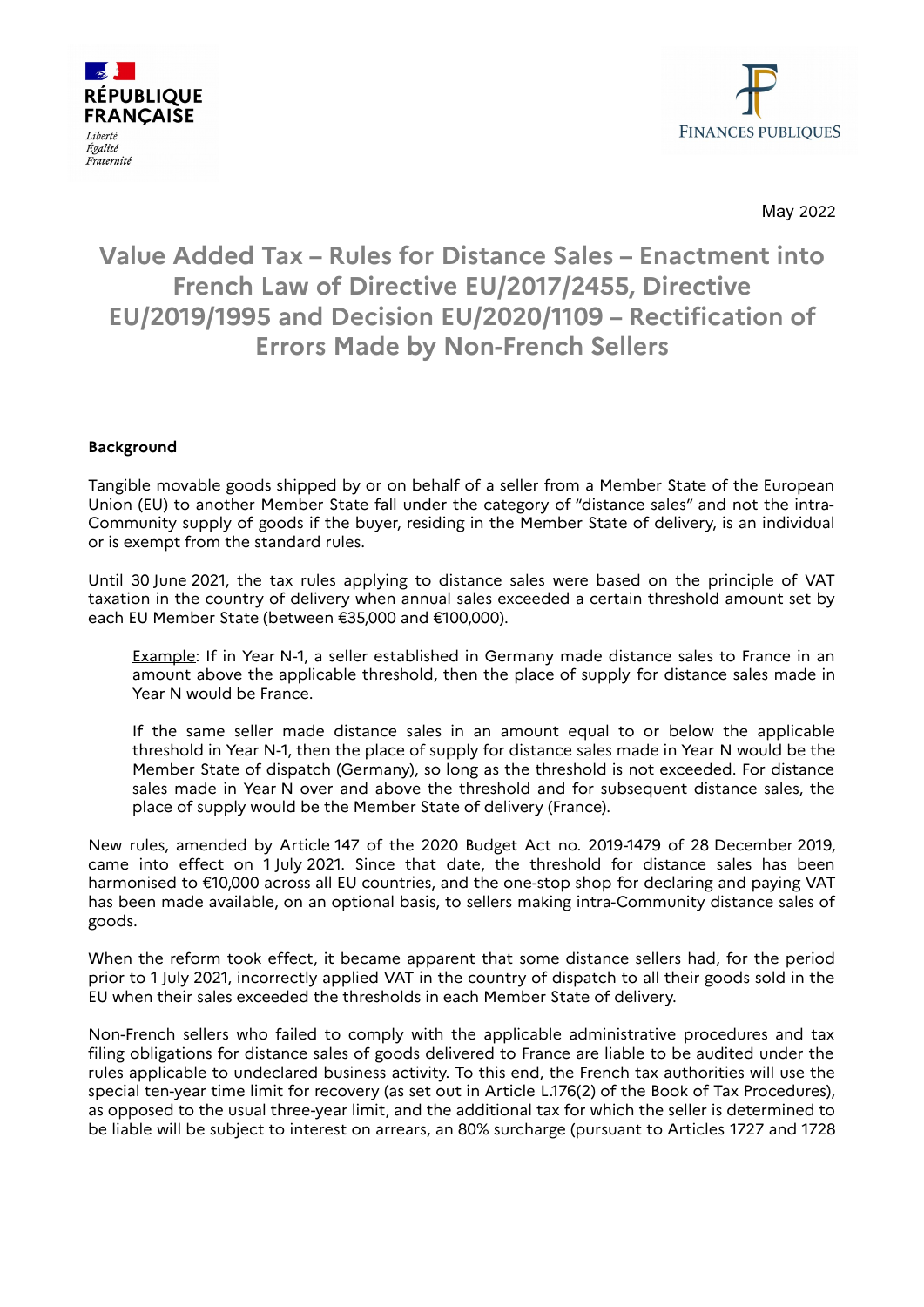RÉPUBLIQUE FRANÇAISE

*Liberté*
*Égalité*
*Fraternité*

FINANCES PUBLIQUES

May 2022

# Value Added Tax – Rules for Distance Sales – Enactment into French Law of Directive EU/2017/2455, Directive EU/2019/1995 and Decision EU/2020/1109 – Rectification of Errors Made by Non-French Sellers

**Background**

Tangible movable goods shipped by or on behalf of a seller from a Member State of the European Union (EU) to another Member State fall under the category of "distance sales" and not the intra-Community supply of goods if the buyer, residing in the Member State of delivery, is an individual or is exempt from the standard rules.

Until 30 June 2021, the tax rules applying to distance sales were based on the principle of VAT taxation in the country of delivery when annual sales exceeded a certain threshold amount set by each EU Member State (between €35,000 and €100,000).

> Example: If in Year N-1, a seller established in Germany made distance sales to France in an amount above the applicable threshold, then the place of supply for distance sales made in Year N would be France.
>
> If the same seller made distance sales in an amount equal to or below the applicable threshold in Year N-1, then the place of supply for distance sales made in Year N would be the Member State of dispatch (Germany), so long as the threshold is not exceeded. For distance sales made in Year N over and above the threshold and for subsequent distance sales, the place of supply would be the Member State of delivery (France).

New rules, amended by Article 147 of the 2020 Budget Act no. 2019-1479 of 28 December 2019, came into effect on 1 July 2021. Since that date, the threshold for distance sales has been harmonised to €10,000 across all EU countries, and the one-stop shop for declaring and paying VAT has been made available, on an optional basis, to sellers making intra-Community distance sales of goods.

When the reform took effect, it became apparent that some distance sellers had, for the period prior to 1 July 2021, incorrectly applied VAT in the country of dispatch to all their goods sold in the EU when their sales exceeded the thresholds in each Member State of delivery.

Non-French sellers who failed to comply with the applicable administrative procedures and tax filing obligations for distance sales of goods delivered to France are liable to be audited under the rules applicable to undeclared business activity. To this end, the French tax authorities will use the special ten-year time limit for recovery (as set out in Article L.176(2) of the Book of Tax Procedures), as opposed to the usual three-year limit, and the additional tax for which the seller is determined to be liable will be subject to interest on arrears, an 80% surcharge (pursuant to Articles 1727 and 1728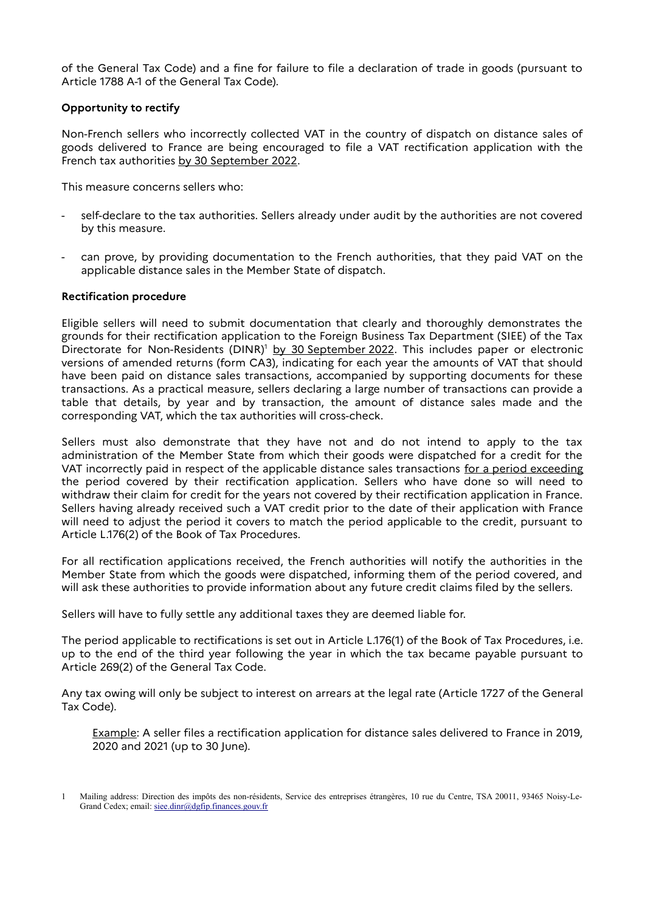of the General Tax Code) and a fine for failure to file a declaration of trade in goods (pursuant to Article 1788 A-1 of the General Tax Code).

**Opportunity to rectify**

Non-French sellers who incorrectly collected VAT in the country of dispatch on distance sales of goods delivered to France are being encouraged to file a VAT rectification application with the French tax authorities by 30 September 2022.

This measure concerns sellers who:

- self-declare to the tax authorities. Sellers already under audit by the authorities are not covered by this measure.

- can prove, by providing documentation to the French authorities, that they paid VAT on the applicable distance sales in the Member State of dispatch.

**Rectification procedure**

Eligible sellers will need to submit documentation that clearly and thoroughly demonstrates the grounds for their rectification application to the Foreign Business Tax Department (SIEE) of the Tax Directorate for Non-Residents (DINR)[1] by 30 September 2022. This includes paper or electronic versions of amended returns (form CA3), indicating for each year the amounts of VAT that should have been paid on distance sales transactions, accompanied by supporting documents for these transactions. As a practical measure, sellers declaring a large number of transactions can provide a table that details, by year and by transaction, the amount of distance sales made and the corresponding VAT, which the tax authorities will cross-check.

Sellers must also demonstrate that they have not and do not intend to apply to the tax administration of the Member State from which their goods were dispatched for a credit for the VAT incorrectly paid in respect of the applicable distance sales transactions for a period exceeding the period covered by their rectification application. Sellers who have done so will need to withdraw their claim for credit for the years not covered by their rectification application in France. Sellers having already received such a VAT credit prior to the date of their application with France will need to adjust the period it covers to match the period applicable to the credit, pursuant to Article L.176(2) of the Book of Tax Procedures.

For all rectification applications received, the French authorities will notify the authorities in the Member State from which the goods were dispatched, informing them of the period covered, and will ask these authorities to provide information about any future credit claims filed by the sellers.

Sellers will have to fully settle any additional taxes they are deemed liable for.

The period applicable to rectifications is set out in Article L.176(1) of the Book of Tax Procedures, i.e. up to the end of the third year following the year in which the tax became payable pursuant to Article 269(2) of the General Tax Code.

Any tax owing will only be subject to interest on arrears at the legal rate (Article 1727 of the General Tax Code).

> Example: A seller files a rectification application for distance sales delivered to France in 2019, 2020 and 2021 (up to 30 June).

1 Mailing address: Direction des impôts des non-résidents, Service des entreprises étrangères, 10 rue du Centre, TSA 20011, 93465 Noisy-Le-Grand Cedex; email: siee.dinr@dgfip.finances.gouv.fr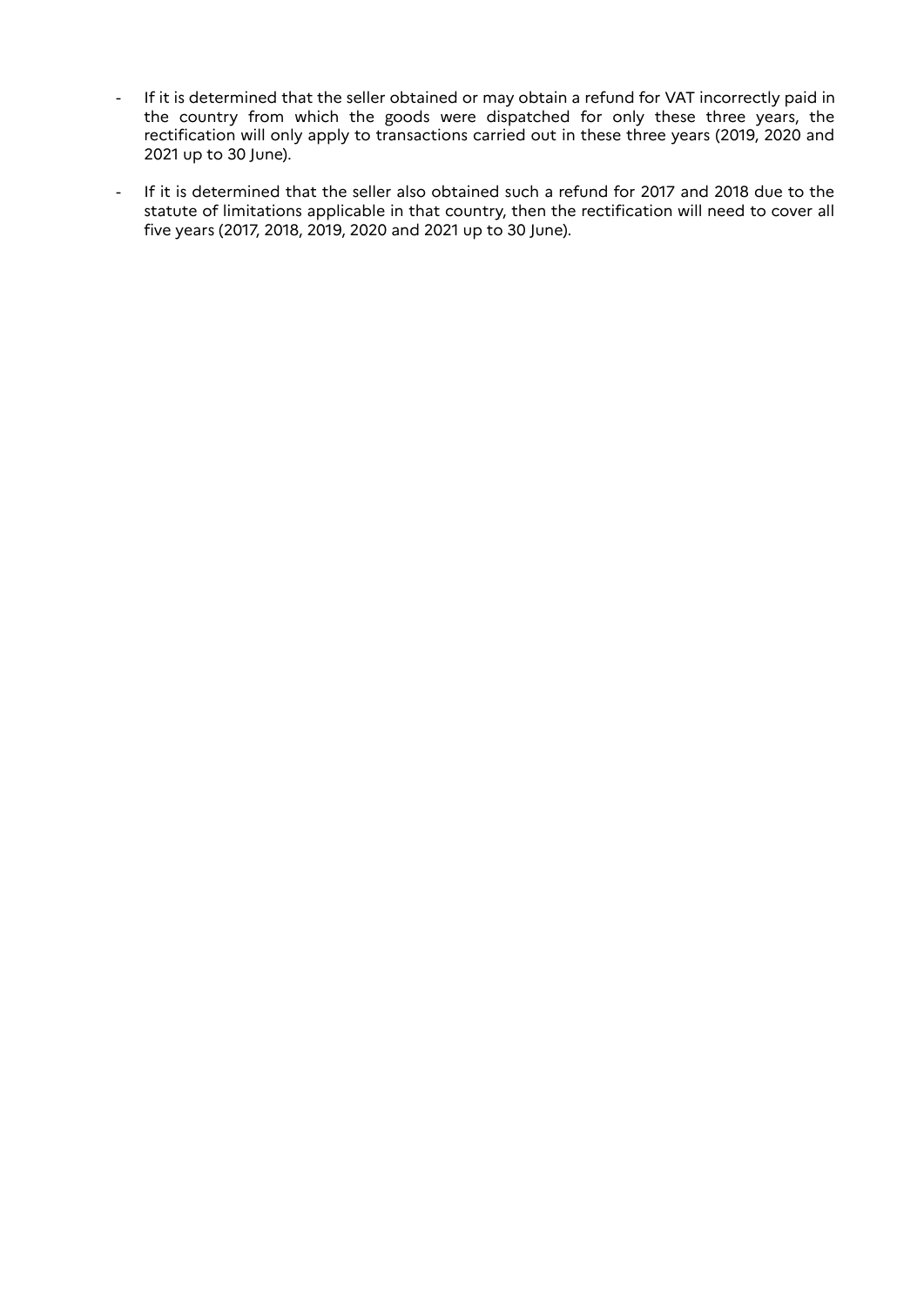- If it is determined that the seller obtained or may obtain a refund for VAT incorrectly paid in the country from which the goods were dispatched for only these three years, the rectification will only apply to transactions carried out in these three years (2019, 2020 and 2021 up to 30 June).
- If it is determined that the seller also obtained such a refund for 2017 and 2018 due to the statute of limitations applicable in that country, then the rectification will need to cover all five years (2017, 2018, 2019, 2020 and 2021 up to 30 June).